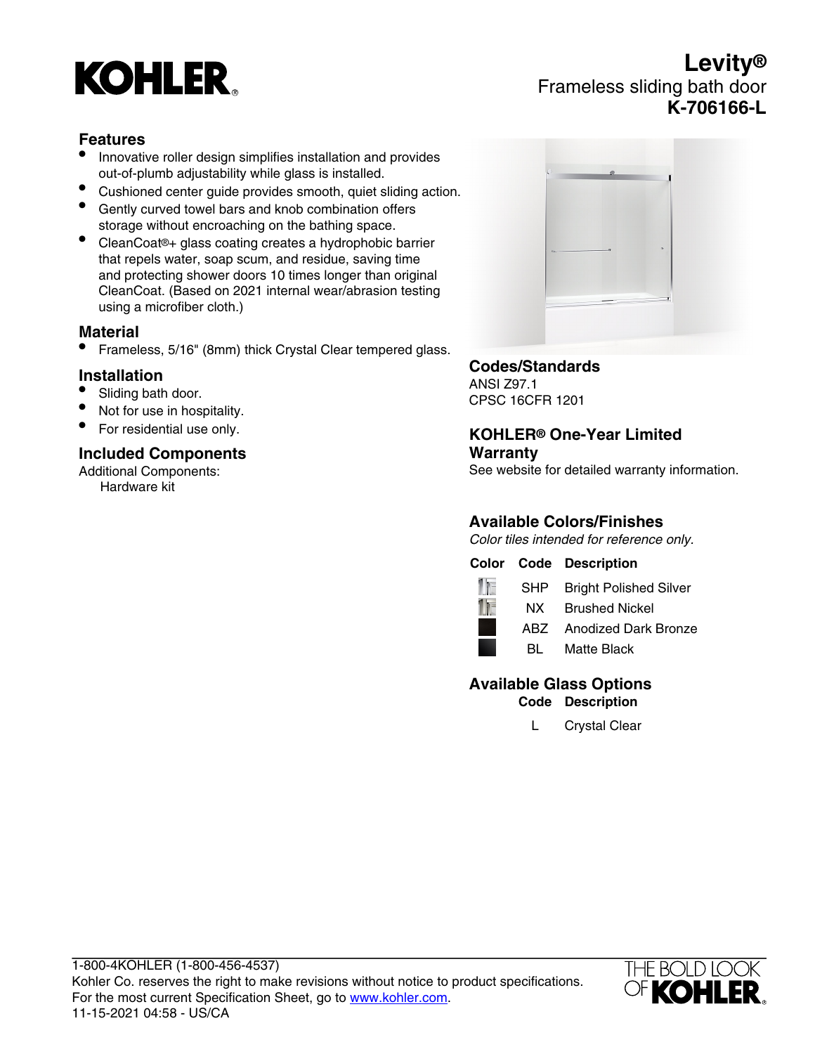# Levity®

Frameless sliding bath door

**K-706166-L**

## Features

- Innovative roller design simplifies installation and provides out-of-plumb adjustability while glass is installed.
- Cushioned center guide provides smooth, quiet sliding action.
- Gently curved towel bars and knob combination offers storage without encroaching on the bathing space.
- CleanCoat®+ glass coating creates a hydrophobic barrier that repels water, soap scum, and residue, saving time and protecting shower doors 10 times longer than original CleanCoat. (Based on 2021 internal wear/abrasion testing using a microfiber cloth.)

## Material

- Frameless, 5/16" (8mm) thick Crystal Clear tempered glass.

## Installation

- Sliding bath door.
- Not for use in hospitality.
- For residential use only.

## Included Components

Additional Components:

Hardware kit

## Codes/Standards

ANSI Z97.1

CPSC 16CFR 1201

## KOHLER® One-Year Limited Warranty

See website for detailed warranty information.

## Available Colors/Finishes

*Color tiles intended for reference only.*

| Color | Code | Description |
|---|---|---|
| | SHP | Bright Polished Silver |
| | NX | Brushed Nickel |
| | ABZ | Anodized Dark Bronze |
| | BL | Matte Black |

## Available Glass Options

| Code | Description |
|---|---|
| L | Crystal Clear |

1-800-4KOHLER (1-800-456-4537)

Kohler Co. reserves the right to make revisions without notice to product specifications.

For the most current Specification Sheet, go to [www.kohler.com](www.kohler.com).

11-15-2021 04:58 - US/CA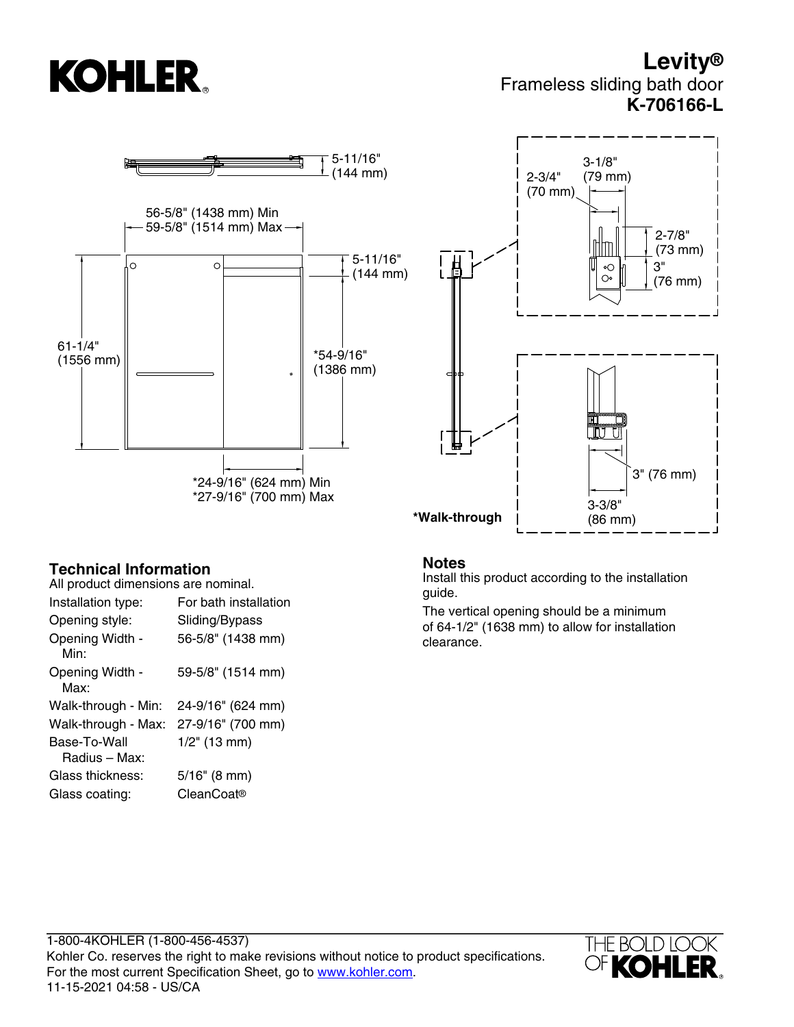# KOHLER

**Levity®**
Frameless sliding bath door
**K-706166-L**

5-11/16" (144 mm)

56-5/8" (1438 mm) Min
59-5/8" (1514 mm) Max

5-11/16" (144 mm)

61-1/4" (1556 mm)

*54-9/16" (1386 mm)

*24-9/16" (624 mm) Min
*27-9/16" (700 mm) Max

3-1/8" (79 mm)
2-3/4" (70 mm)
2-7/8" (73 mm)
3" (76 mm)

3" (76 mm)
3-3/8" (86 mm)

**\*Walk-through**

## Technical Information

All product dimensions are nominal.

| | |
|---|---|
| Installation type: | For bath installation |
| Opening style: | Sliding/Bypass |
| Opening Width - Min: | 56-5/8" (1438 mm) |
| Opening Width - Max: | 59-5/8" (1514 mm) |
| Walk-through - Min: | 24-9/16" (624 mm) |
| Walk-through - Max: | 27-9/16" (700 mm) |
| Base-To-Wall Radius – Max: | 1/2" (13 mm) |
| Glass thickness: | 5/16" (8 mm) |
| Glass coating: | CleanCoat® |

## Notes

Install this product according to the installation guide.

The vertical opening should be a minimum of 64-1/2" (1638 mm) to allow for installation clearance.

1-800-4KOHLER (1-800-456-4537)
Kohler Co. reserves the right to make revisions without notice to product specifications.
For the most current Specification Sheet, go to www.kohler.com.
11-15-2021 04:58 - US/CA

THE BOLD LOOK OF KOHLER